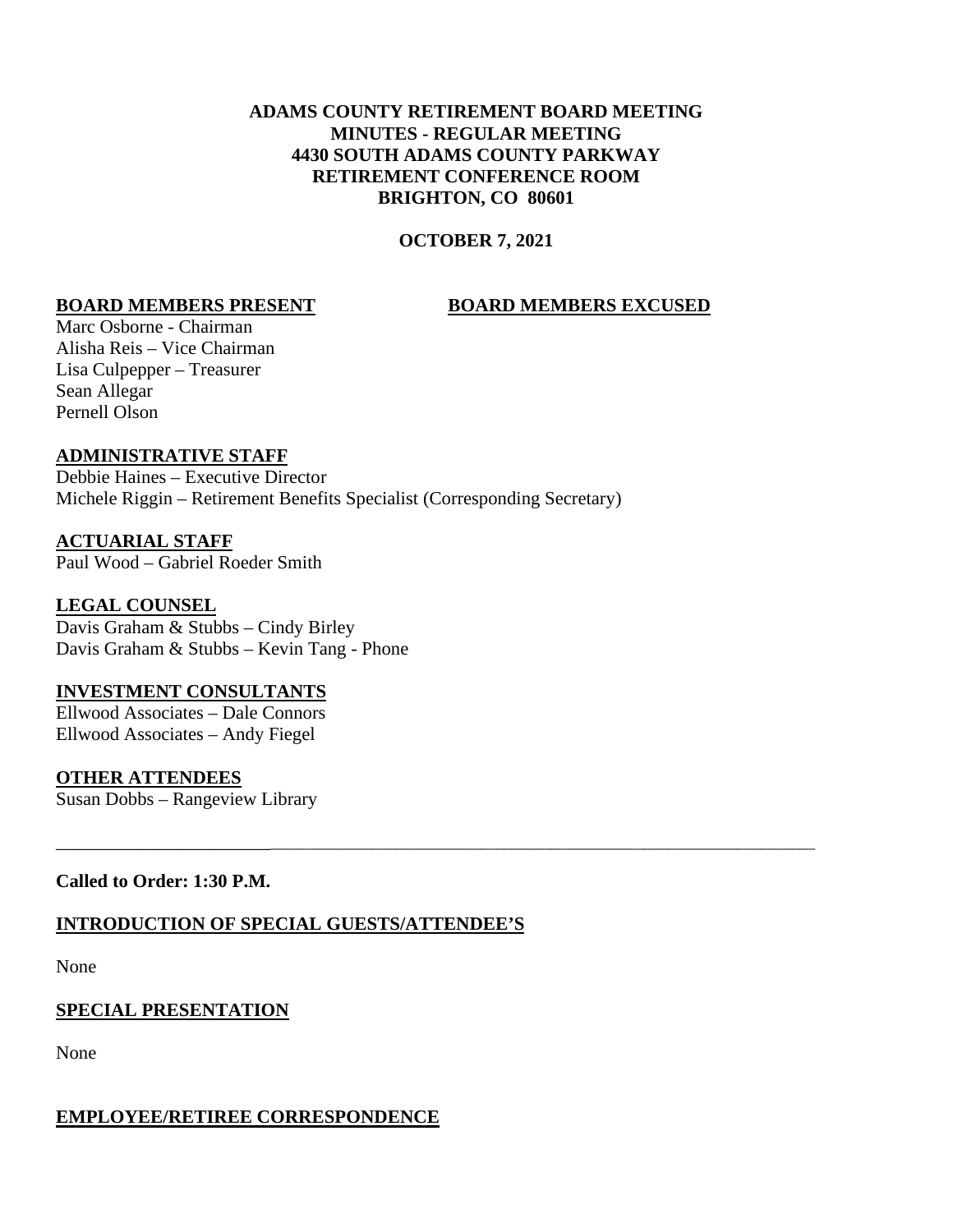**ADAMS COUNTY RETIREMENT BOARD MEETING**
**MINUTES - REGULAR MEETING**
**4430 SOUTH ADAMS COUNTY PARKWAY**
**RETIREMENT CONFERENCE ROOM**
**BRIGHTON, CO 80601**

**OCTOBER 7, 2021**

**BOARD MEMBERS PRESENT**

Marc Osborne - Chairman
Alisha Reis – Vice Chairman
Lisa Culpepper – Treasurer
Sean Allegar
Pernell Olson

**BOARD MEMBERS EXCUSED**

**ADMINISTRATIVE STAFF**

Debbie Haines – Executive Director
Michele Riggin – Retirement Benefits Specialist (Corresponding Secretary)

**ACTUARIAL STAFF**

Paul Wood – Gabriel Roeder Smith

**LEGAL COUNSEL**

Davis Graham & Stubbs – Cindy Birley
Davis Graham & Stubbs – Kevin Tang - Phone

**INVESTMENT CONSULTANTS**

Ellwood Associates – Dale Connors
Ellwood Associates – Andy Fiegel

**OTHER ATTENDEES**

Susan Dobbs – Rangeview Library

---

**Called to Order: 1:30 P.M.**

**INTRODUCTION OF SPECIAL GUESTS/ATTENDEE'S**

None

**SPECIAL PRESENTATION**

None

**EMPLOYEE/RETIREE CORRESPONDENCE**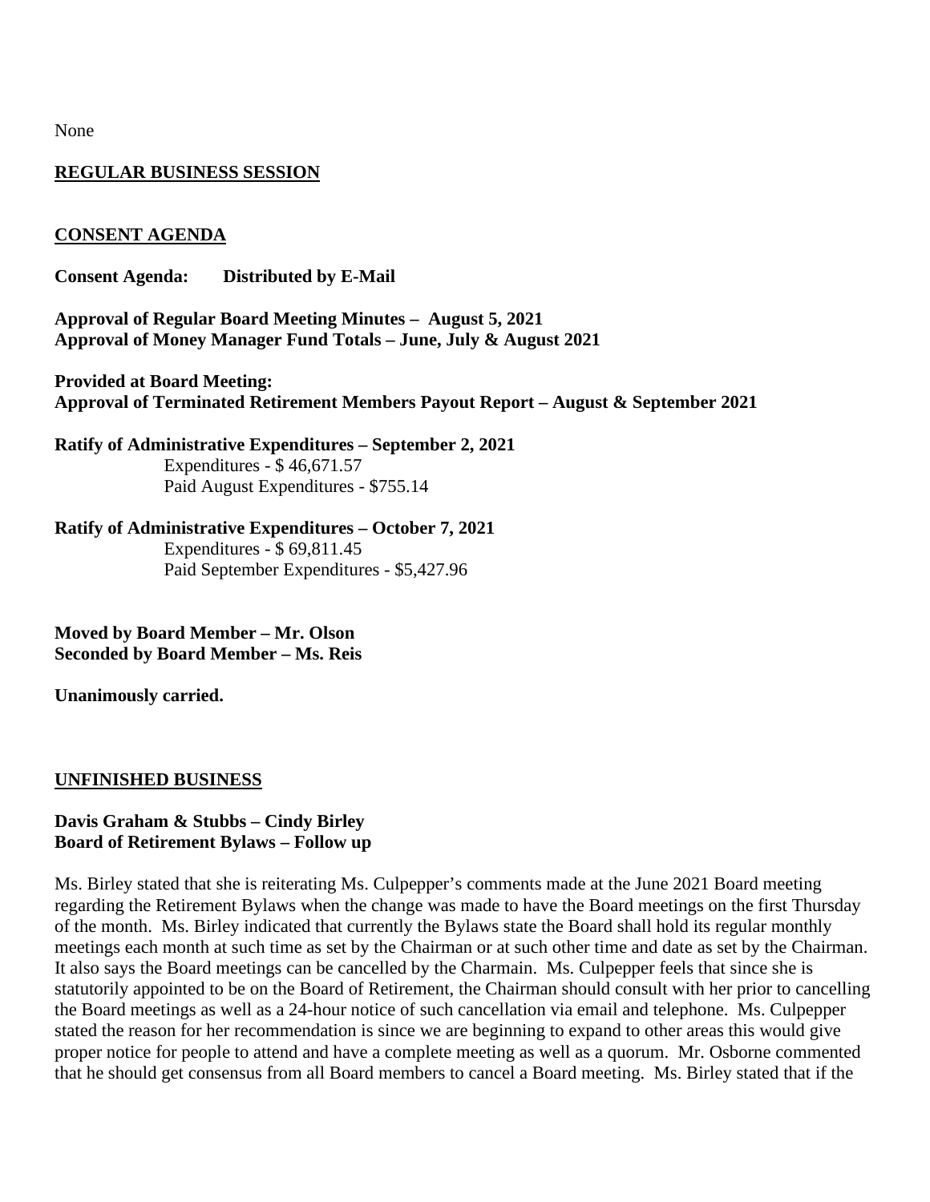None

**REGULAR BUSINESS SESSION**

**CONSENT AGENDA**

**Consent Agenda: Distributed by E-Mail**

**Approval of Regular Board Meeting Minutes – August 5, 2021**
**Approval of Money Manager Fund Totals – June, July & August 2021**

**Provided at Board Meeting:**
**Approval of Terminated Retirement Members Payout Report – August & September 2021**

**Ratify of Administrative Expenditures – September 2, 2021**
Expenditures - $ 46,671.57
Paid August Expenditures - $755.14

**Ratify of Administrative Expenditures – October 7, 2021**
Expenditures - $ 69,811.45
Paid September Expenditures - $5,427.96

**Moved by Board Member – Mr. Olson**
**Seconded by Board Member – Ms. Reis**

**Unanimously carried.**

**UNFINISHED BUSINESS**

**Davis Graham & Stubbs – Cindy Birley**
**Board of Retirement Bylaws – Follow up**

Ms. Birley stated that she is reiterating Ms. Culpepper's comments made at the June 2021 Board meeting regarding the Retirement Bylaws when the change was made to have the Board meetings on the first Thursday of the month. Ms. Birley indicated that currently the Bylaws state the Board shall hold its regular monthly meetings each month at such time as set by the Chairman or at such other time and date as set by the Chairman. It also says the Board meetings can be cancelled by the Charmain. Ms. Culpepper feels that since she is statutorily appointed to be on the Board of Retirement, the Chairman should consult with her prior to cancelling the Board meetings as well as a 24-hour notice of such cancellation via email and telephone. Ms. Culpepper stated the reason for her recommendation is since we are beginning to expand to other areas this would give proper notice for people to attend and have a complete meeting as well as a quorum. Mr. Osborne commented that he should get consensus from all Board members to cancel a Board meeting. Ms. Birley stated that if the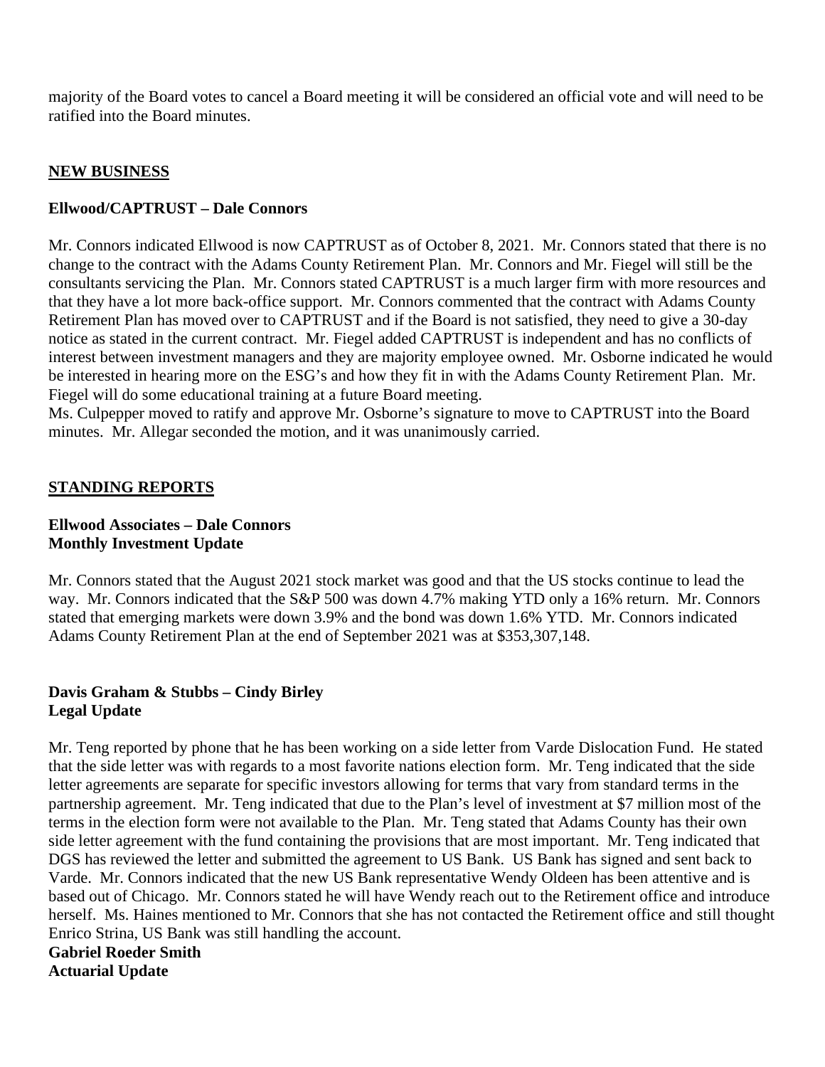majority of the Board votes to cancel a Board meeting it will be considered an official vote and will need to be ratified into the Board minutes.

## NEW BUSINESS

### Ellwood/CAPTRUST – Dale Connors

Mr. Connors indicated Ellwood is now CAPTRUST as of October 8, 2021. Mr. Connors stated that there is no change to the contract with the Adams County Retirement Plan. Mr. Connors and Mr. Fiegel will still be the consultants servicing the Plan. Mr. Connors stated CAPTRUST is a much larger firm with more resources and that they have a lot more back-office support. Mr. Connors commented that the contract with Adams County Retirement Plan has moved over to CAPTRUST and if the Board is not satisfied, they need to give a 30-day notice as stated in the current contract. Mr. Fiegel added CAPTRUST is independent and has no conflicts of interest between investment managers and they are majority employee owned. Mr. Osborne indicated he would be interested in hearing more on the ESG's and how they fit in with the Adams County Retirement Plan. Mr. Fiegel will do some educational training at a future Board meeting.
Ms. Culpepper moved to ratify and approve Mr. Osborne's signature to move to CAPTRUST into the Board minutes. Mr. Allegar seconded the motion, and it was unanimously carried.

## STANDING REPORTS

### Ellwood Associates – Dale Connors
### Monthly Investment Update

Mr. Connors stated that the August 2021 stock market was good and that the US stocks continue to lead the way. Mr. Connors indicated that the S&P 500 was down 4.7% making YTD only a 16% return. Mr. Connors stated that emerging markets were down 3.9% and the bond was down 1.6% YTD. Mr. Connors indicated Adams County Retirement Plan at the end of September 2021 was at $353,307,148.

### Davis Graham & Stubbs – Cindy Birley
### Legal Update

Mr. Teng reported by phone that he has been working on a side letter from Varde Dislocation Fund. He stated that the side letter was with regards to a most favorite nations election form. Mr. Teng indicated that the side letter agreements are separate for specific investors allowing for terms that vary from standard terms in the partnership agreement. Mr. Teng indicated that due to the Plan's level of investment at $7 million most of the terms in the election form were not available to the Plan. Mr. Teng stated that Adams County has their own side letter agreement with the fund containing the provisions that are most important. Mr. Teng indicated that DGS has reviewed the letter and submitted the agreement to US Bank. US Bank has signed and sent back to Varde. Mr. Connors indicated that the new US Bank representative Wendy Oldeen has been attentive and is based out of Chicago. Mr. Connors stated he will have Wendy reach out to the Retirement office and introduce herself. Ms. Haines mentioned to Mr. Connors that she has not contacted the Retirement office and still thought Enrico Strina, US Bank was still handling the account.

### Gabriel Roeder Smith
### Actuarial Update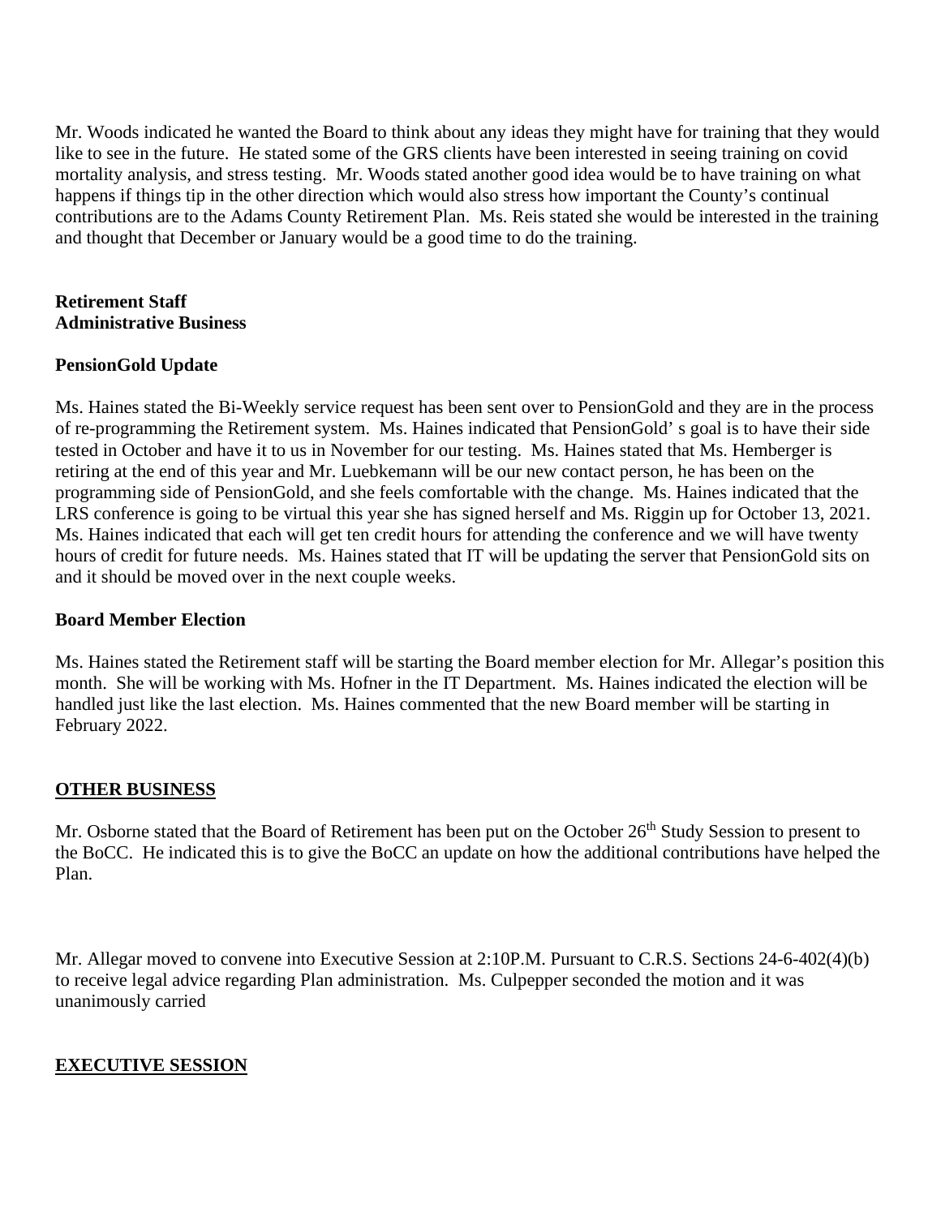Mr. Woods indicated he wanted the Board to think about any ideas they might have for training that they would like to see in the future. He stated some of the GRS clients have been interested in seeing training on covid mortality analysis, and stress testing. Mr. Woods stated another good idea would be to have training on what happens if things tip in the other direction which would also stress how important the County's continual contributions are to the Adams County Retirement Plan. Ms. Reis stated she would be interested in the training and thought that December or January would be a good time to do the training.

**Retirement Staff**
**Administrative Business**

**PensionGold Update**

Ms. Haines stated the Bi-Weekly service request has been sent over to PensionGold and they are in the process of re-programming the Retirement system. Ms. Haines indicated that PensionGold' s goal is to have their side tested in October and have it to us in November for our testing. Ms. Haines stated that Ms. Hemberger is retiring at the end of this year and Mr. Luebkemann will be our new contact person, he has been on the programming side of PensionGold, and she feels comfortable with the change. Ms. Haines indicated that the LRS conference is going to be virtual this year she has signed herself and Ms. Riggin up for October 13, 2021. Ms. Haines indicated that each will get ten credit hours for attending the conference and we will have twenty hours of credit for future needs. Ms. Haines stated that IT will be updating the server that PensionGold sits on and it should be moved over in the next couple weeks.

**Board Member Election**

Ms. Haines stated the Retirement staff will be starting the Board member election for Mr. Allegar's position this month. She will be working with Ms. Hofner in the IT Department. Ms. Haines indicated the election will be handled just like the last election. Ms. Haines commented that the new Board member will be starting in February 2022.

**OTHER BUSINESS**

Mr. Osborne stated that the Board of Retirement has been put on the October 26th Study Session to present to the BoCC. He indicated this is to give the BoCC an update on how the additional contributions have helped the Plan.

Mr. Allegar moved to convene into Executive Session at 2:10P.M. Pursuant to C.R.S. Sections 24-6-402(4)(b) to receive legal advice regarding Plan administration. Ms. Culpepper seconded the motion and it was unanimously carried

**EXECUTIVE SESSION**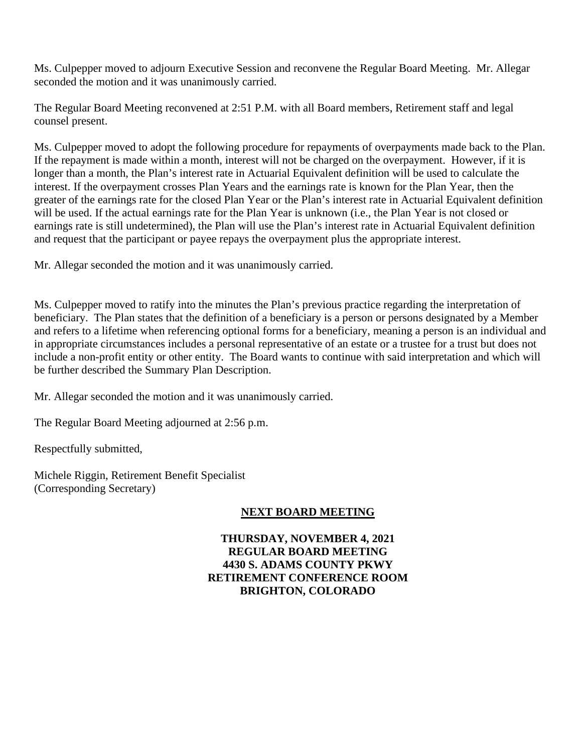Ms. Culpepper moved to adjourn Executive Session and reconvene the Regular Board Meeting. Mr. Allegar seconded the motion and it was unanimously carried.

The Regular Board Meeting reconvened at 2:51 P.M. with all Board members, Retirement staff and legal counsel present.

Ms. Culpepper moved to adopt the following procedure for repayments of overpayments made back to the Plan. If the repayment is made within a month, interest will not be charged on the overpayment. However, if it is longer than a month, the Plan's interest rate in Actuarial Equivalent definition will be used to calculate the interest. If the overpayment crosses Plan Years and the earnings rate is known for the Plan Year, then the greater of the earnings rate for the closed Plan Year or the Plan's interest rate in Actuarial Equivalent definition will be used. If the actual earnings rate for the Plan Year is unknown (i.e., the Plan Year is not closed or earnings rate is still undetermined), the Plan will use the Plan's interest rate in Actuarial Equivalent definition and request that the participant or payee repays the overpayment plus the appropriate interest.

Mr. Allegar seconded the motion and it was unanimously carried.

Ms. Culpepper moved to ratify into the minutes the Plan's previous practice regarding the interpretation of beneficiary. The Plan states that the definition of a beneficiary is a person or persons designated by a Member and refers to a lifetime when referencing optional forms for a beneficiary, meaning a person is an individual and in appropriate circumstances includes a personal representative of an estate or a trustee for a trust but does not include a non-profit entity or other entity. The Board wants to continue with said interpretation and which will be further described the Summary Plan Description.

Mr. Allegar seconded the motion and it was unanimously carried.

The Regular Board Meeting adjourned at 2:56 p.m.

Respectfully submitted,

Michele Riggin, Retirement Benefit Specialist
(Corresponding Secretary)

**NEXT BOARD MEETING**

**THURSDAY, NOVEMBER 4, 2021**
**REGULAR BOARD MEETING**
**4430 S. ADAMS COUNTY PKWY**
**RETIREMENT CONFERENCE ROOM**
**BRIGHTON, COLORADO**